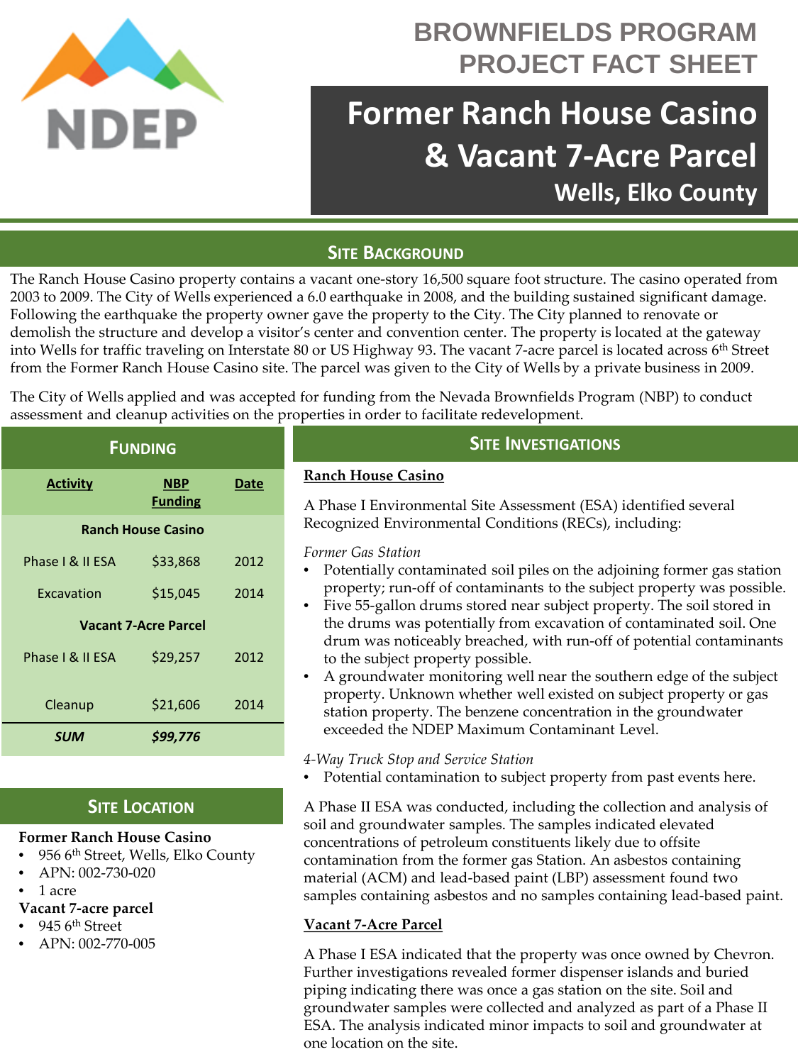# BROWNFIELDS PROGRAM PROJECT FACT SHEET

# Former Ranch House Casino & Vacant 7-Acre Parcel

## Wells, Elko County

## SITE BACKGROUND

The Ranch House Casino property contains a vacant one-story 16,500 square foot structure. The casino operated from 2003 to 2009. The City of Wells experienced a 6.0 earthquake in 2008, and the building sustained significant damage. Following the earthquake the property owner gave the property to the City. The City planned to renovate or demolish the structure and develop a visitor's center and convention center. The property is located at the gateway into Wells for traffic traveling on Interstate 80 or US Highway 93. The vacant 7-acre parcel is located across 6th Street from the Former Ranch House Casino site. The parcel was given to the City of Wells by a private business in 2009.

The City of Wells applied and was accepted for funding from the Nevada Brownfields Program (NBP) to conduct assessment and cleanup activities on the properties in order to facilitate redevelopment.

## FUNDING

| Activity | NBP Funding | Date |
|---|---|---|
| **Ranch House Casino** | | |
| Phase I & II ESA | $33,868 | 2012 |
| Excavation | $15,045 | 2014 |
| **Vacant 7-Acre Parcel** | | |
| Phase I & II ESA | $29,257 | 2012 |
| Cleanup | $21,606 | 2014 |
| ***SUM*** | ***$99,776*** | |

## SITE LOCATION

**Former Ranch House Casino**

- 956 6th Street, Wells, Elko County
- APN: 002-730-020
- 1 acre

**Vacant 7-acre parcel**

- 945 6th Street
- APN: 002-770-005

## SITE INVESTIGATIONS

**Ranch House Casino**

A Phase I Environmental Site Assessment (ESA) identified several Recognized Environmental Conditions (RECs), including:

*Former Gas Station*

- Potentially contaminated soil piles on the adjoining former gas station property; run-off of contaminants to the subject property was possible.
- Five 55-gallon drums stored near subject property. The soil stored in the drums was potentially from excavation of contaminated soil. One drum was noticeably breached, with run-off of potential contaminants to the subject property possible.
- A groundwater monitoring well near the southern edge of the subject property. Unknown whether well existed on subject property or gas station property. The benzene concentration in the groundwater exceeded the NDEP Maximum Contaminant Level.

*4-Way Truck Stop and Service Station*

- Potential contamination to subject property from past events here.

A Phase II ESA was conducted, including the collection and analysis of soil and groundwater samples. The samples indicated elevated concentrations of petroleum constituents likely due to offsite contamination from the former gas Station. An asbestos containing material (ACM) and lead-based paint (LBP) assessment found two samples containing asbestos and no samples containing lead-based paint.

**Vacant 7-Acre Parcel**

A Phase I ESA indicated that the property was once owned by Chevron. Further investigations revealed former dispenser islands and buried piping indicating there was once a gas station on the site. Soil and groundwater samples were collected and analyzed as part of a Phase II ESA. The analysis indicated minor impacts to soil and groundwater at one location on the site.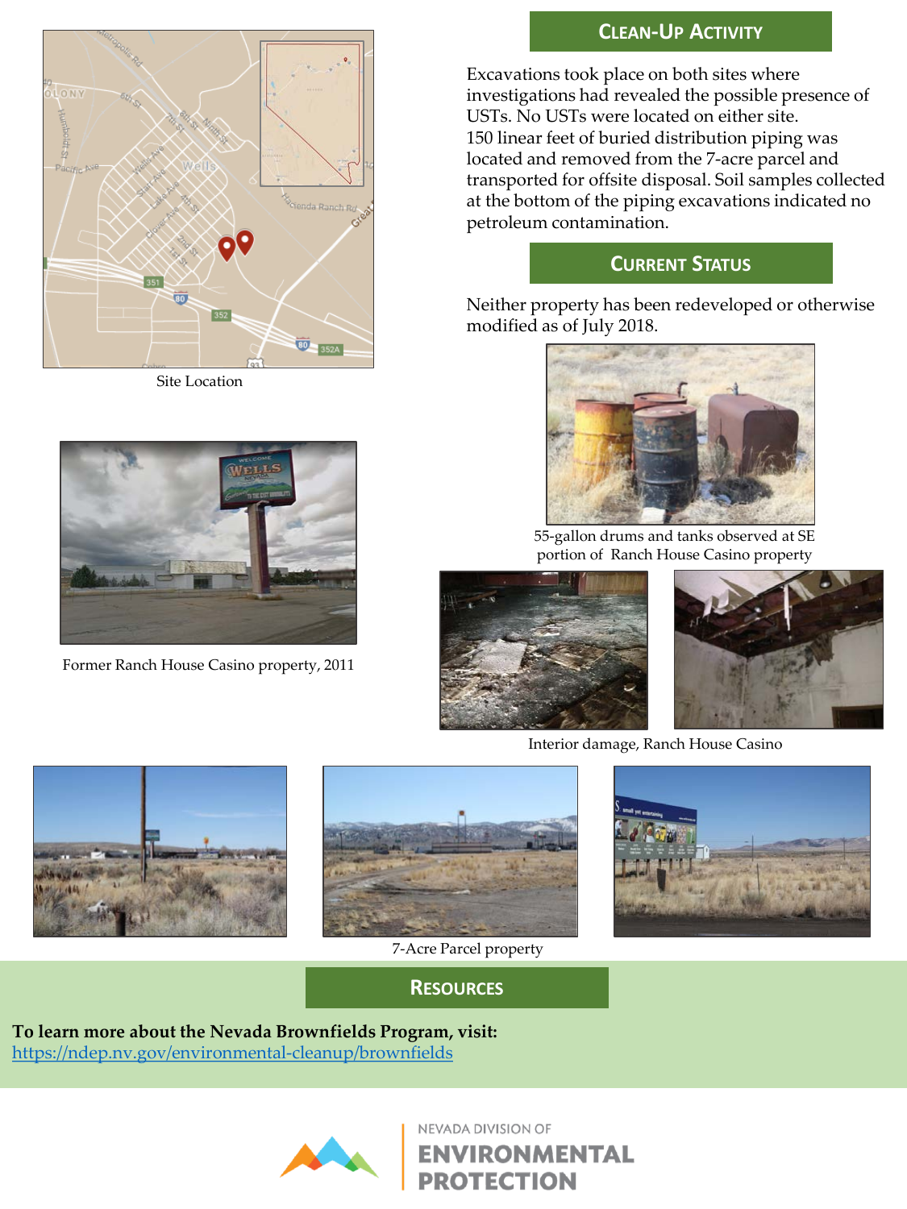Site Location

Former Ranch House Casino property, 2011

## Clean-Up Activity

Excavations took place on both sites where investigations had revealed the possible presence of USTs. No USTs were located on either site. 150 linear feet of buried distribution piping was located and removed from the 7-acre parcel and transported for offsite disposal. Soil samples collected at the bottom of the piping excavations indicated no petroleum contamination.

## Current Status

Neither property has been redeveloped or otherwise modified as of July 2018.

55-gallon drums and tanks observed at SE portion of Ranch House Casino property

Interior damage, Ranch House Casino

7-Acre Parcel property

## Resources

**To learn more about the Nevada Brownfields Program, visit:**
[https://ndep.nv.gov/environmental-cleanup/brownfields](https://ndep.nv.gov/environmental-cleanup/brownfields)

NEVADA DIVISION OF
ENVIRONMENTAL PROTECTION